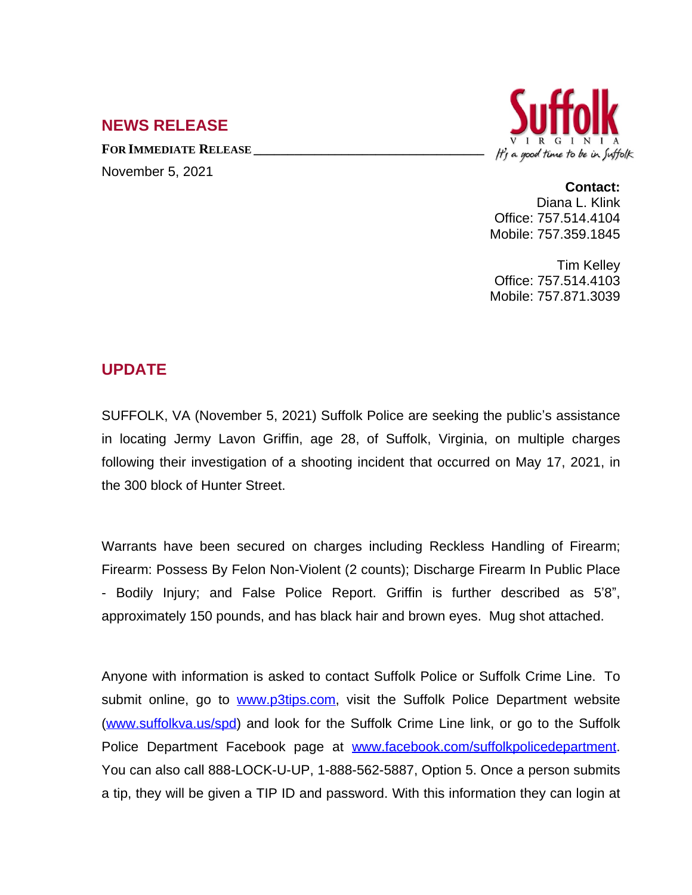## NEWS RELEASE

**FOR IMMEDIATE RELEASE** ___________________________________

November 5, 2021

Suffolk
VIRGINIA
*It's a good time to be in Suffolk*

**Contact:**
Diana L. Klink
Office: 757.514.4104
Mobile: 757.359.1845

Tim Kelley
Office: 757.514.4103
Mobile: 757.871.3039

## UPDATE

SUFFOLK, VA (November 5, 2021) Suffolk Police are seeking the public's assistance in locating Jermy Lavon Griffin, age 28, of Suffolk, Virginia, on multiple charges following their investigation of a shooting incident that occurred on May 17, 2021, in the 300 block of Hunter Street.

Warrants have been secured on charges including Reckless Handling of Firearm; Firearm: Possess By Felon Non-Violent (2 counts); Discharge Firearm In Public Place - Bodily Injury; and False Police Report. Griffin is further described as 5'8", approximately 150 pounds, and has black hair and brown eyes. Mug shot attached.

Anyone with information is asked to contact Suffolk Police or Suffolk Crime Line. To submit online, go to www.p3tips.com, visit the Suffolk Police Department website (www.suffolkva.us/spd) and look for the Suffolk Crime Line link, or go to the Suffolk Police Department Facebook page at www.facebook.com/suffolkpolicedepartment. You can also call 888-LOCK-U-UP, 1-888-562-5887, Option 5. Once a person submits a tip, they will be given a TIP ID and password. With this information they can login at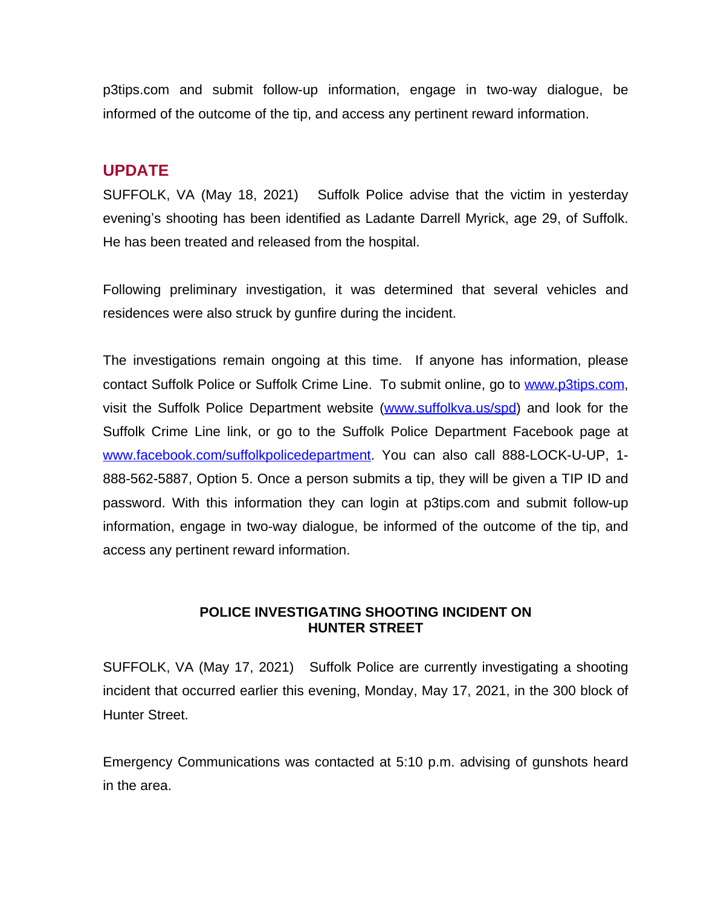p3tips.com and submit follow-up information, engage in two-way dialogue, be informed of the outcome of the tip, and access any pertinent reward information.

## UPDATE

SUFFOLK, VA (May 18, 2021) Suffolk Police advise that the victim in yesterday evening's shooting has been identified as Ladante Darrell Myrick, age 29, of Suffolk. He has been treated and released from the hospital.

Following preliminary investigation, it was determined that several vehicles and residences were also struck by gunfire during the incident.

The investigations remain ongoing at this time. If anyone has information, please contact Suffolk Police or Suffolk Crime Line. To submit online, go to [www.p3tips.com](http://www.p3tips.com), visit the Suffolk Police Department website ([www.suffolkva.us/spd](http://www.suffolkva.us/spd)) and look for the Suffolk Crime Line link, or go to the Suffolk Police Department Facebook page at [www.facebook.com/suffolkpolicedepartment](http://www.facebook.com/suffolkpolicedepartment). You can also call 888-LOCK-U-UP, 1-888-562-5887, Option 5. Once a person submits a tip, they will be given a TIP ID and password. With this information they can login at p3tips.com and submit follow-up information, engage in two-way dialogue, be informed of the outcome of the tip, and access any pertinent reward information.

## POLICE INVESTIGATING SHOOTING INCIDENT ON HUNTER STREET

SUFFOLK, VA (May 17, 2021) Suffolk Police are currently investigating a shooting incident that occurred earlier this evening, Monday, May 17, 2021, in the 300 block of Hunter Street.

Emergency Communications was contacted at 5:10 p.m. advising of gunshots heard in the area.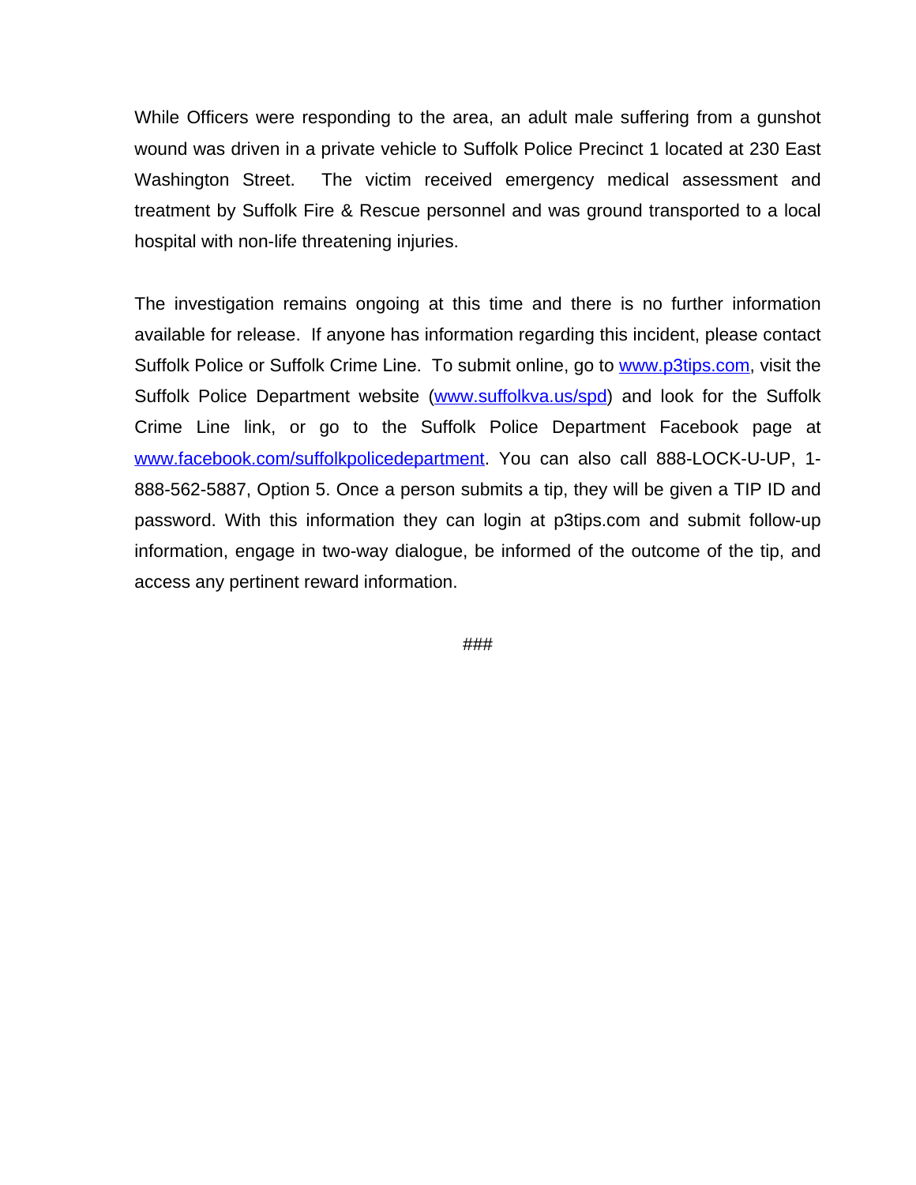While Officers were responding to the area, an adult male suffering from a gunshot wound was driven in a private vehicle to Suffolk Police Precinct 1 located at 230 East Washington Street. The victim received emergency medical assessment and treatment by Suffolk Fire & Rescue personnel and was ground transported to a local hospital with non-life threatening injuries.

The investigation remains ongoing at this time and there is no further information available for release. If anyone has information regarding this incident, please contact Suffolk Police or Suffolk Crime Line. To submit online, go to www.p3tips.com, visit the Suffolk Police Department website (www.suffolkva.us/spd) and look for the Suffolk Crime Line link, or go to the Suffolk Police Department Facebook page at www.facebook.com/suffolkpolicedepartment. You can also call 888-LOCK-U-UP, 1-888-562-5887, Option 5. Once a person submits a tip, they will be given a TIP ID and password. With this information they can login at p3tips.com and submit follow-up information, engage in two-way dialogue, be informed of the outcome of the tip, and access any pertinent reward information.

###